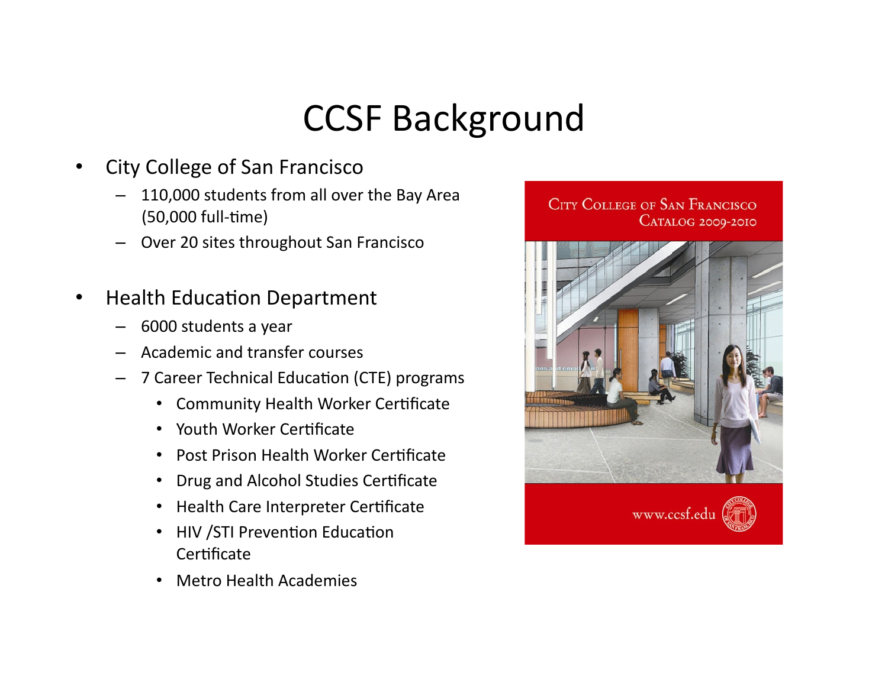# CCSF Background

- City College of San Francisco
  - 110,000 students from all over the Bay Area (50,000 full-time)
  - Over 20 sites throughout San Francisco

- Health Education Department
  - 6000 students a year
  - Academic and transfer courses
  - 7 Career Technical Education (CTE) programs
    - Community Health Worker Certificate
    - Youth Worker Certificate
    - Post Prison Health Worker Certificate
    - Drug and Alcohol Studies Certificate
    - Health Care Interpreter Certificate
    - HIV /STI Prevention Education Certificate
    - Metro Health Academies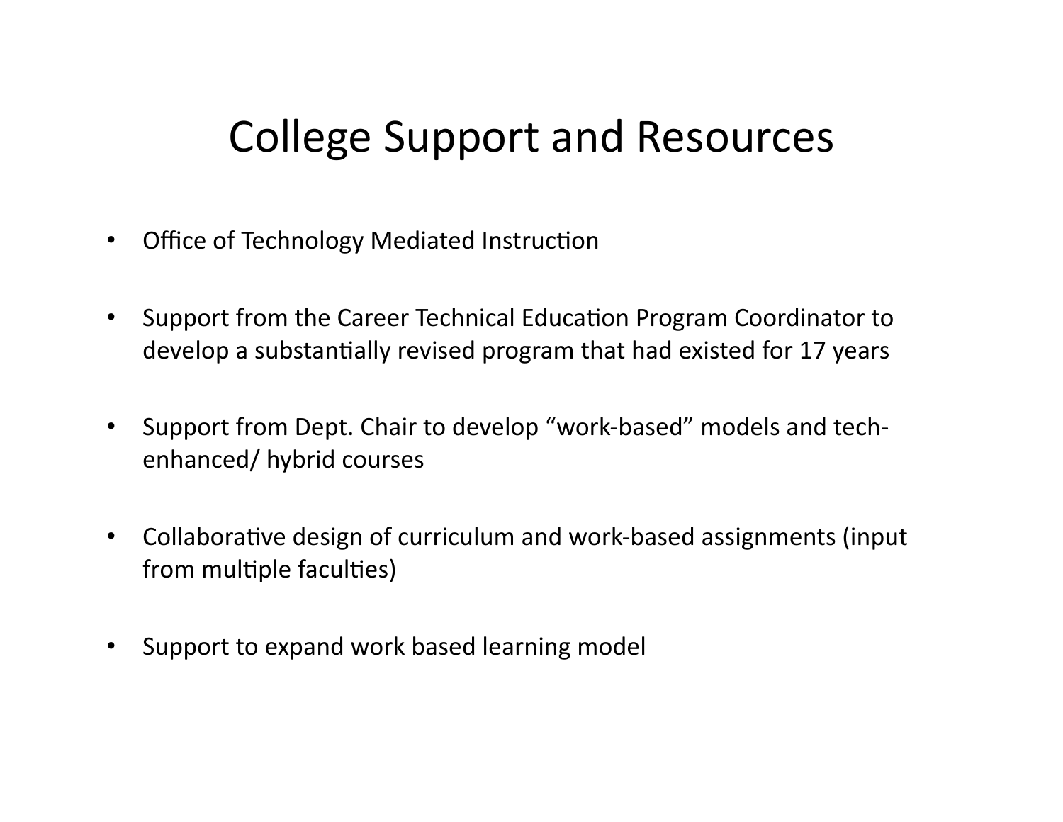# College Support and Resources

- Office of Technology Mediated Instruction
- Support from the Career Technical Education Program Coordinator to develop a substantially revised program that had existed for 17 years
- Support from Dept. Chair to develop "work-based" models and tech-enhanced/ hybrid courses
- Collaborative design of curriculum and work-based assignments (input from multiple faculties)
- Support to expand work based learning model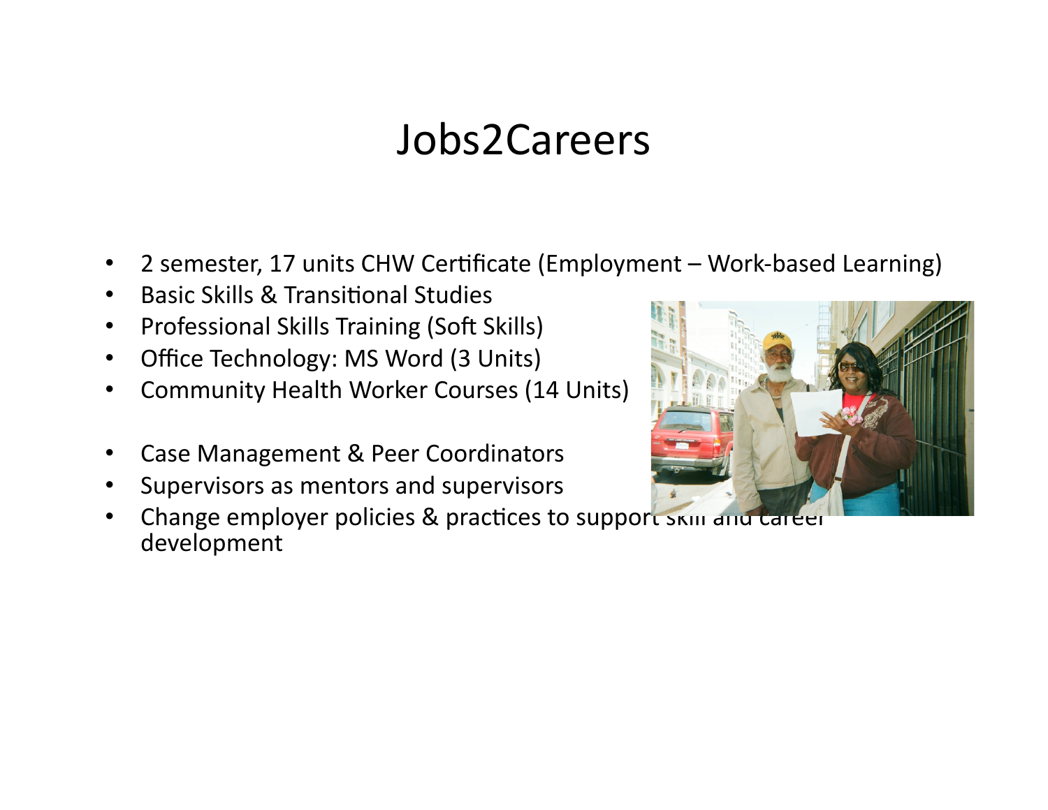# Jobs2Careers

- 2 semester, 17 units CHW Certificate (Employment – Work-based Learning)
- Basic Skills & Transitional Studies
- Professional Skills Training (Soft Skills)
- Office Technology: MS Word (3 Units)
- Community Health Worker Courses (14 Units)

- Case Management & Peer Coordinators
- Supervisors as mentors and supervisors
- Change employer policies & practices to support skill and career development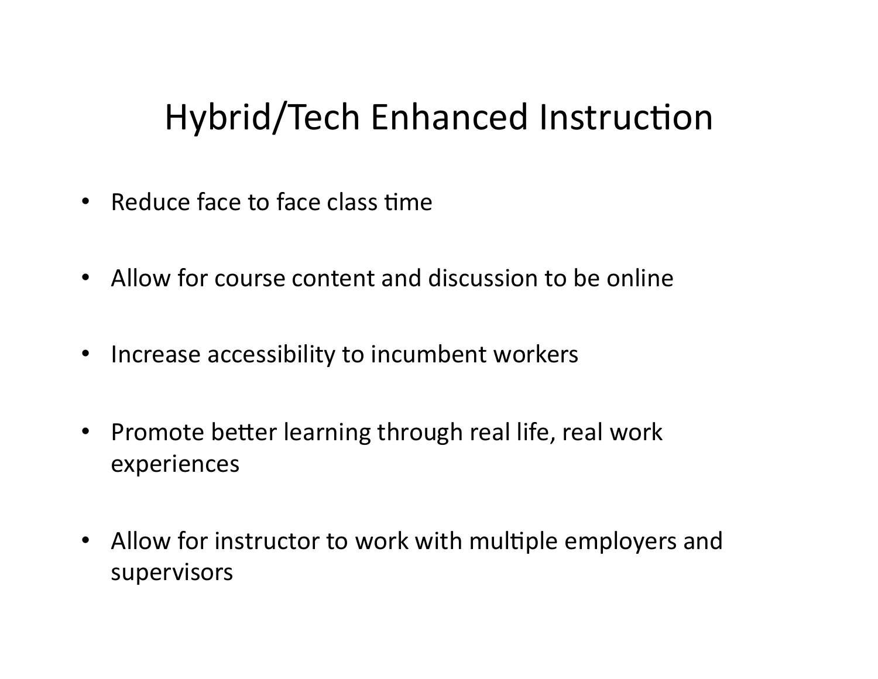# Hybrid/Tech Enhanced Instruction

- Reduce face to face class time
- Allow for course content and discussion to be online
- Increase accessibility to incumbent workers
- Promote better learning through real life, real work experiences
- Allow for instructor to work with multiple employers and supervisors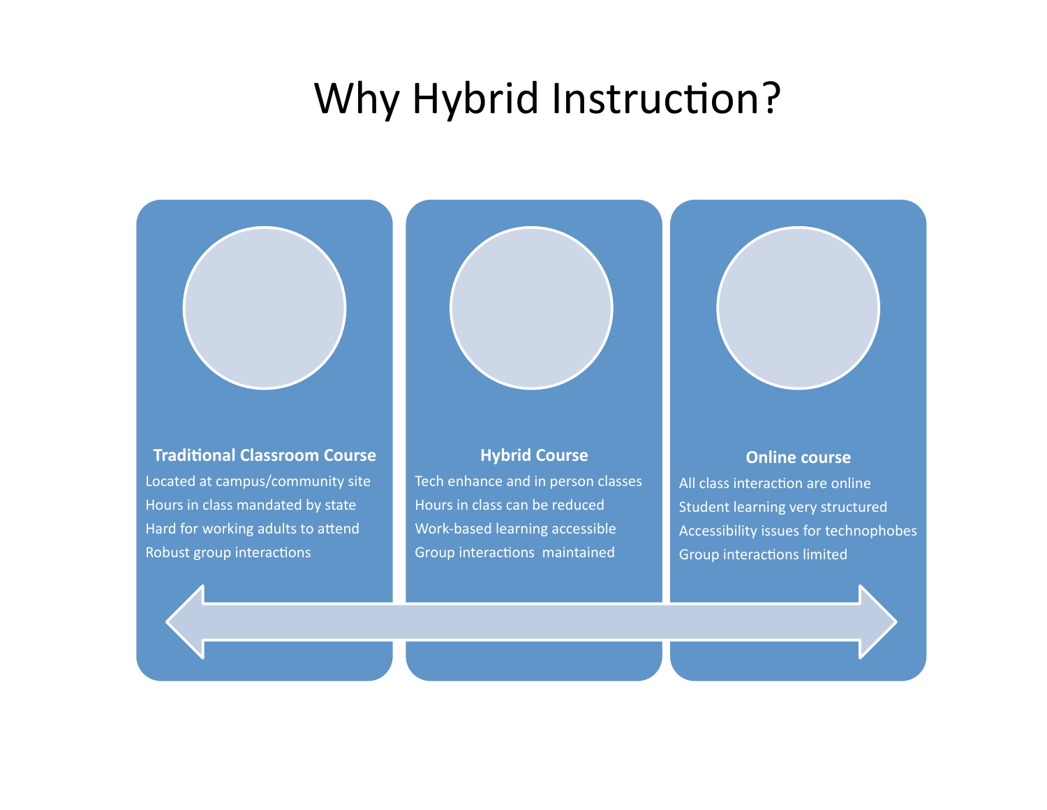# Why Hybrid Instruction?

**Traditional Classroom Course**

- Located at campus/community site
- Hours in class mandated by state
- Hard for working adults to attend
- Robust group interactions

**Hybrid Course**

- Tech enhance and in person classes
- Hours in class can be reduced
- Work-based learning accessible
- Group interactions maintained

**Online course**

- All class interaction are online
- Student learning very structured
- Accessibility issues for technophobes
- Group interactions limited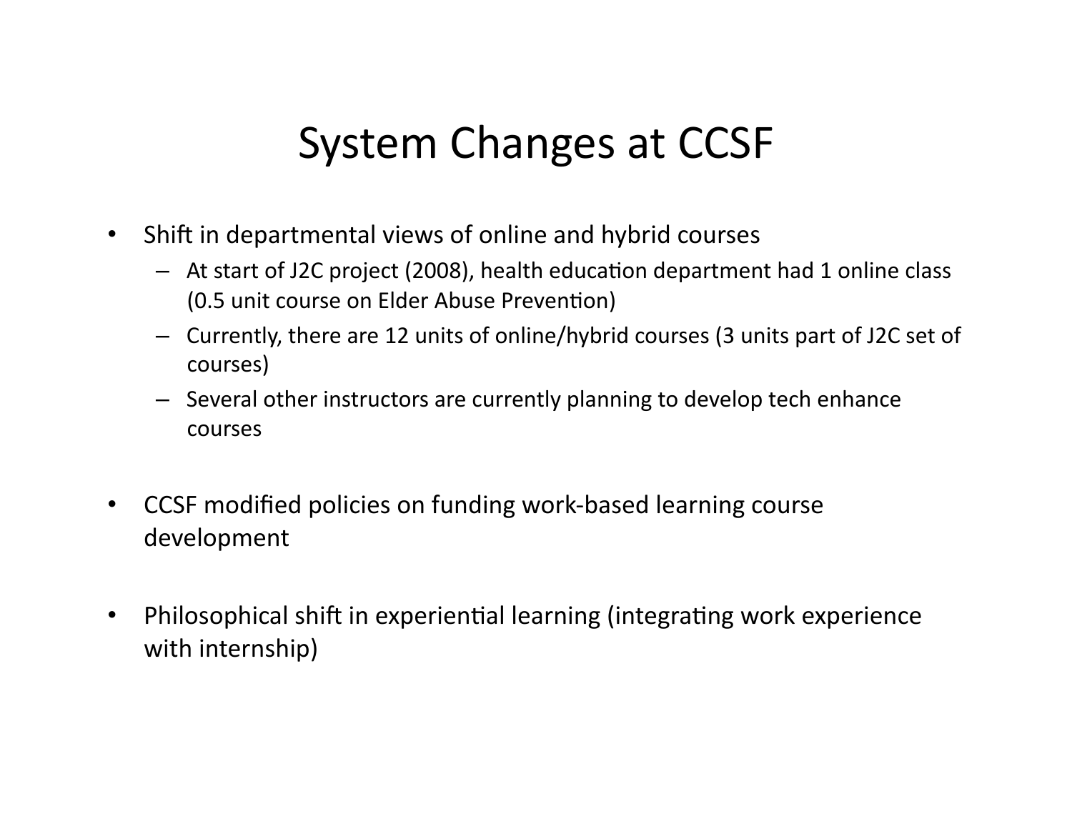# System Changes at CCSF

- Shift in departmental views of online and hybrid courses
  - At start of J2C project (2008), health education department had 1 online class (0.5 unit course on Elder Abuse Prevention)
  - Currently, there are 12 units of online/hybrid courses (3 units part of J2C set of courses)
  - Several other instructors are currently planning to develop tech enhance courses

- CCSF modified policies on funding work-based learning course development

- Philosophical shift in experiential learning (integrating work experience with internship)